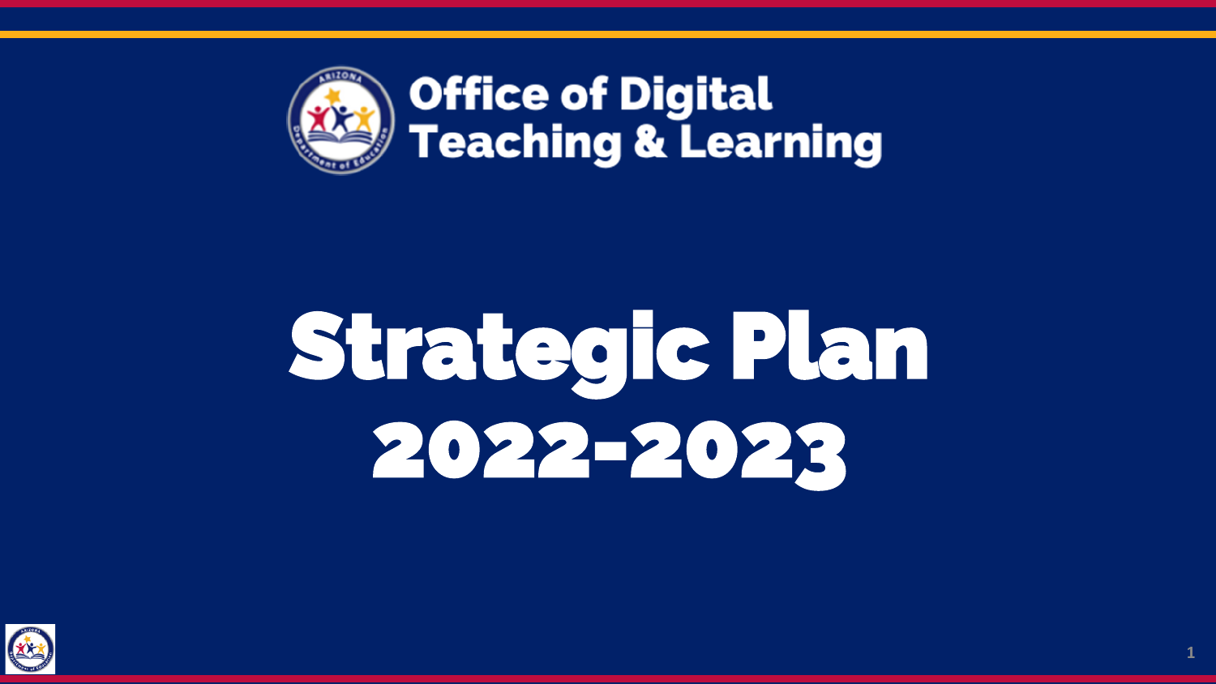**Office of Digital Teaching & Learning**

# Strategic Plan 2022-2023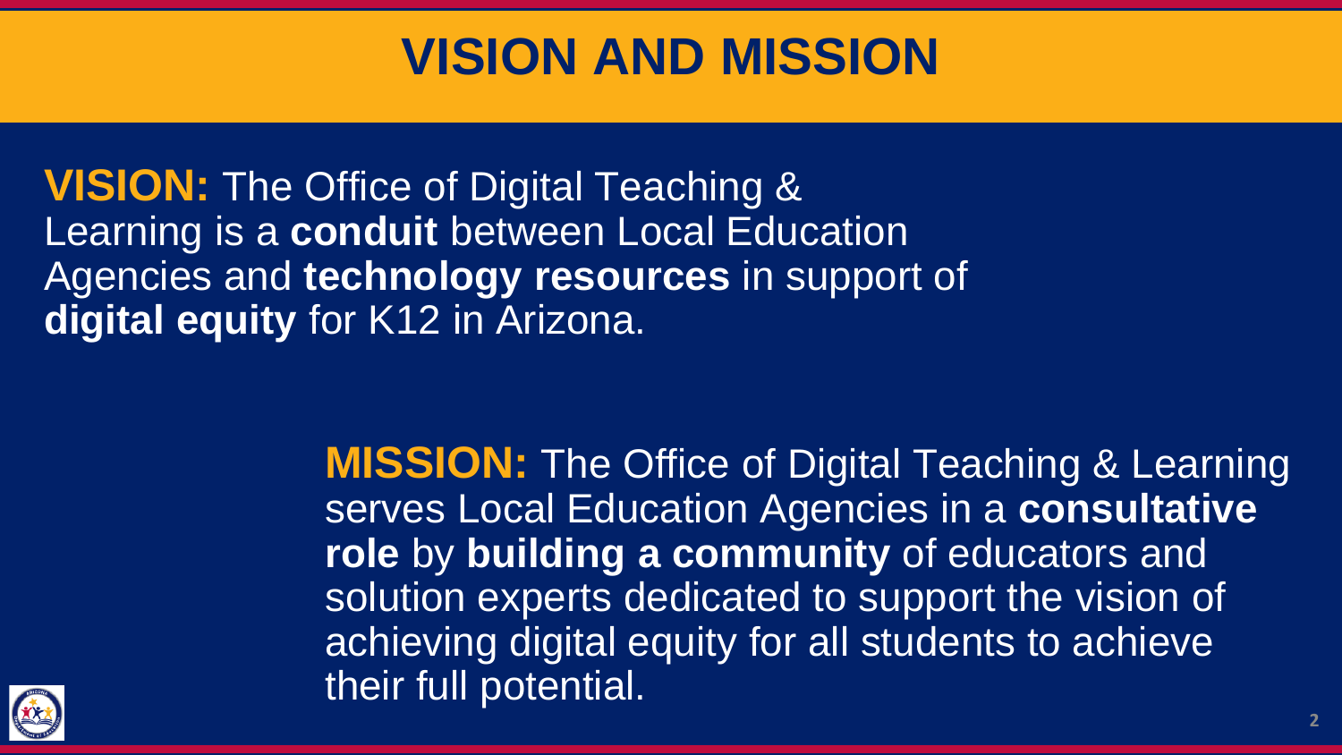# VISION AND MISSION

**VISION:** The Office of Digital Teaching & Learning is a **conduit** between Local Education Agencies and **technology resources** in support of **digital equity** for K12 in Arizona.

**MISSION:** The Office of Digital Teaching & Learning serves Local Education Agencies in a **consultative role** by **building a community** of educators and solution experts dedicated to support the vision of achieving digital equity for all students to achieve their full potential.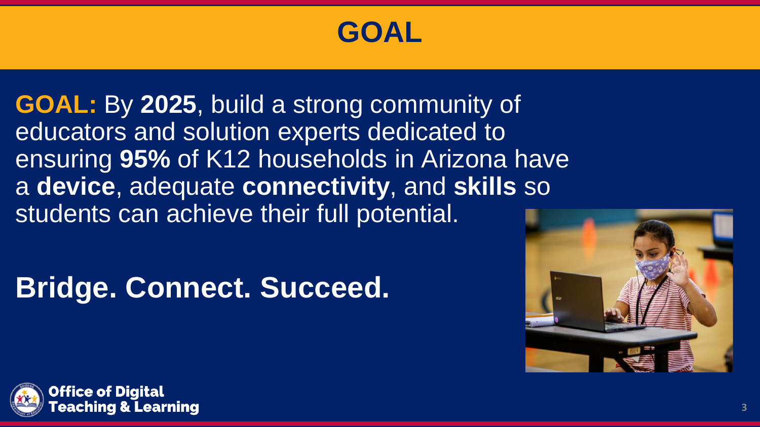# GOAL

**GOAL:** By **2025**, build a strong community of educators and solution experts dedicated to ensuring **95%** of K12 households in Arizona have a **device**, adequate **connectivity**, and **skills** so students can achieve their full potential.

**Bridge. Connect. Succeed.**

**Office of Digital Teaching & Learning**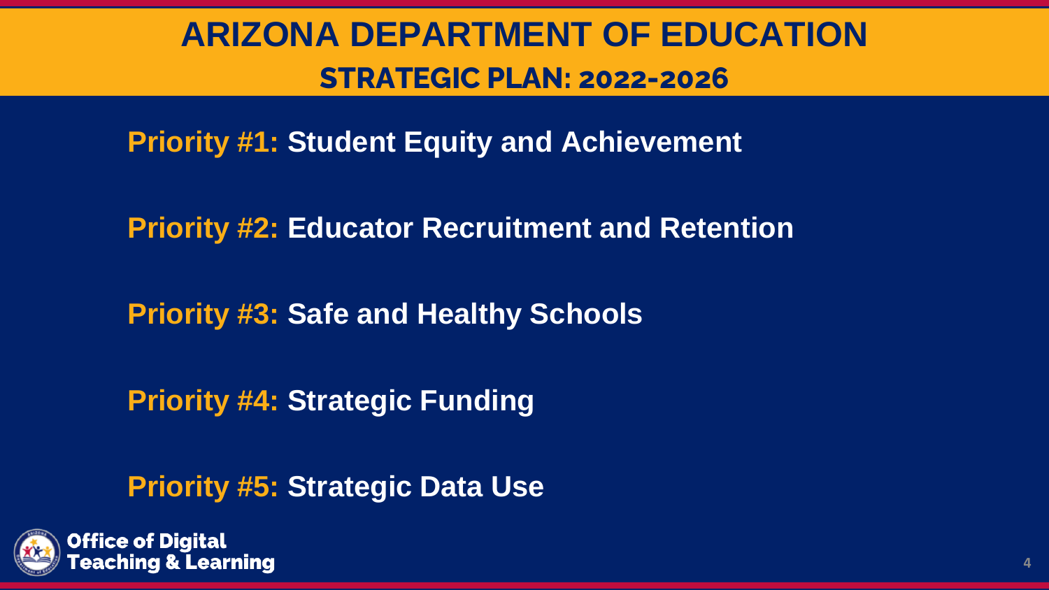# ARIZONA DEPARTMENT OF EDUCATION

## STRATEGIC PLAN: 2022-2026

**Priority #1:** Student Equity and Achievement

**Priority #2:** Educator Recruitment and Retention

**Priority #3:** Safe and Healthy Schools

**Priority #4:** Strategic Funding

**Priority #5:** Strategic Data Use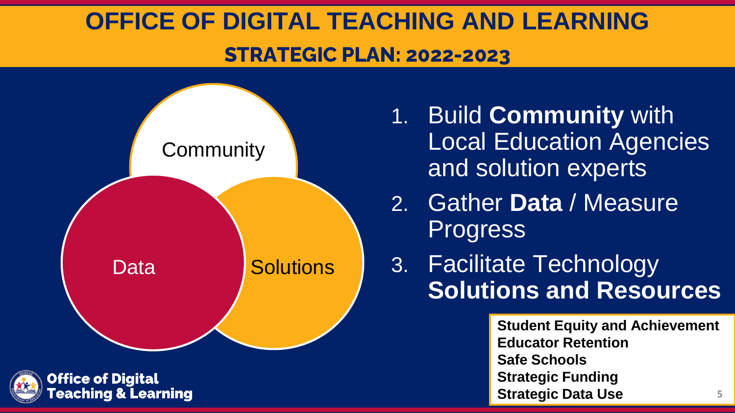# OFFICE OF DIGITAL TEACHING AND LEARNING

## STRATEGIC PLAN: 2022-2023

Community

Data

Solutions

1. Build **Community** with Local Education Agencies and solution experts
2. Gather **Data** / Measure Progress
3. Facilitate Technology **Solutions and Resources**

**Student Equity and Achievement**
**Educator Retention**
**Safe Schools**
**Strategic Funding**
**Strategic Data Use**

Office of Digital Teaching & Learning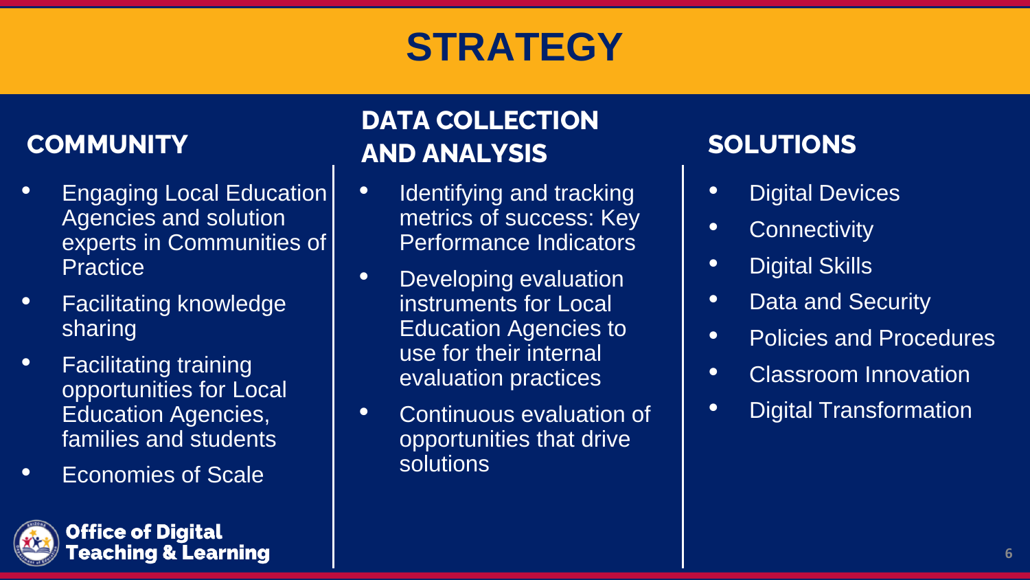# STRATEGY

## COMMUNITY

- Engaging Local Education Agencies and solution experts in Communities of Practice
- Facilitating knowledge sharing
- Facilitating training opportunities for Local Education Agencies, families and students
- Economies of Scale

## DATA COLLECTION AND ANALYSIS

- Identifying and tracking metrics of success: Key Performance Indicators
- Developing evaluation instruments for Local Education Agencies to use for their internal evaluation practices
- Continuous evaluation of opportunities that drive solutions

## SOLUTIONS

- Digital Devices
- Connectivity
- Digital Skills
- Data and Security
- Policies and Procedures
- Classroom Innovation
- Digital Transformation

**Office of Digital Teaching & Learning**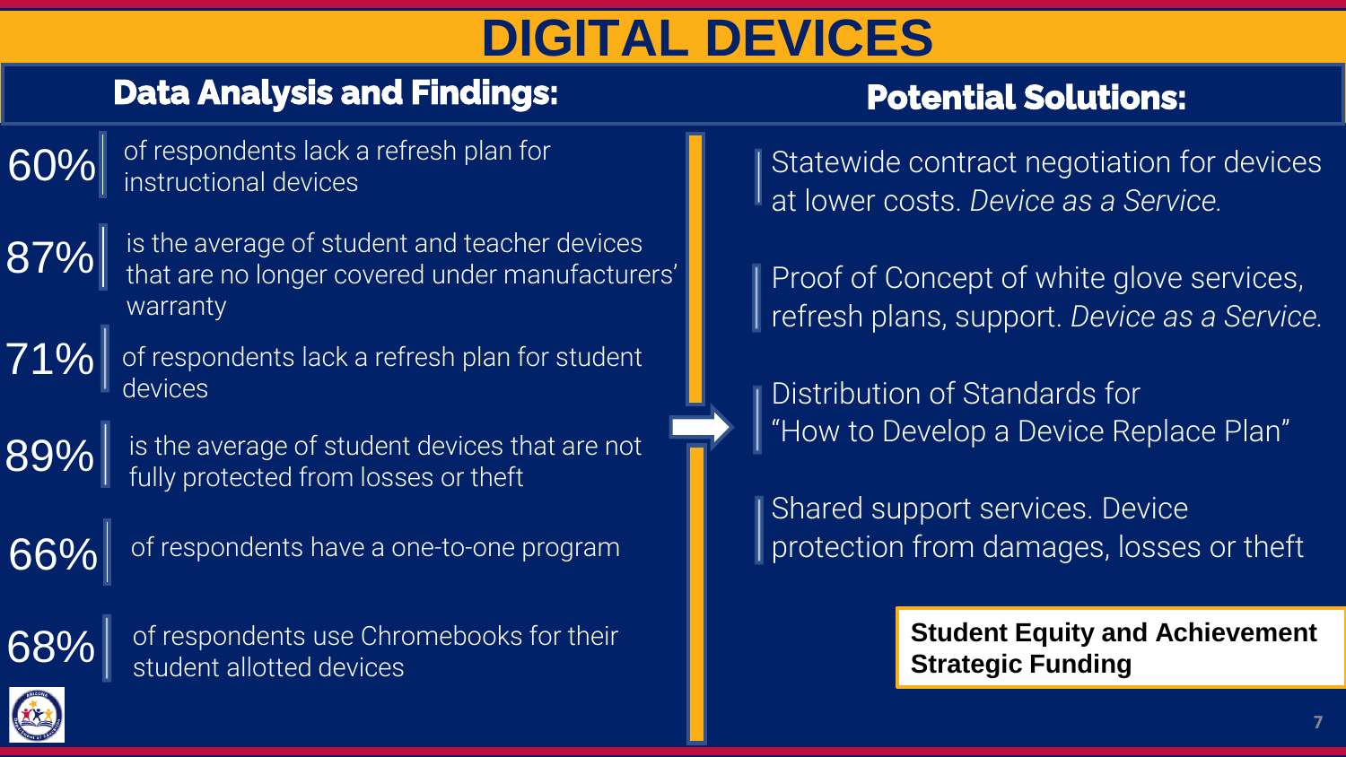# DIGITAL DEVICES

## Data Analysis and Findings:

- **60%** of respondents lack a refresh plan for instructional devices
- **87%** is the average of student and teacher devices that are no longer covered under manufacturers' warranty
- **71%** of respondents lack a refresh plan for student devices
- **89%** is the average of student devices that are not fully protected from losses or theft
- **66%** of respondents have a one-to-one program
- **68%** of respondents use Chromebooks for their student allotted devices

## Potential Solutions:

- Statewide contract negotiation for devices at lower costs. *Device as a Service.*
- Proof of Concept of white glove services, refresh plans, support. *Device as a Service.*
- Distribution of Standards for "How to Develop a Device Replace Plan"
- Shared support services. Device protection from damages, losses or theft

**Student Equity and Achievement Strategic Funding**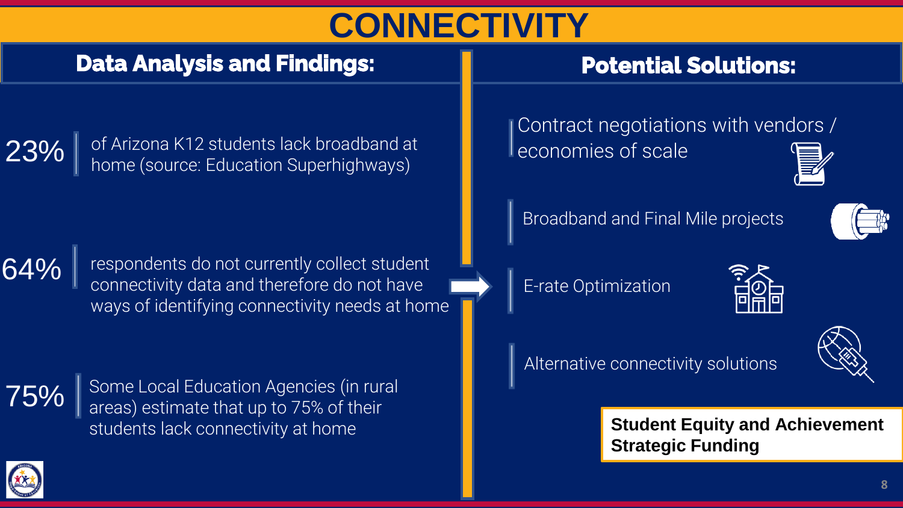# CONNECTIVITY

## Data Analysis and Findings:

**23%** of Arizona K12 students lack broadband at home (source: Education Superhighways)

**64%** respondents do not currently collect student connectivity data and therefore do not have ways of identifying connectivity needs at home

**75%** Some Local Education Agencies (in rural areas) estimate that up to 75% of their students lack connectivity at home

## Potential Solutions:

- Contract negotiations with vendors / economies of scale
- Broadband and Final Mile projects
- E-rate Optimization
- Alternative connectivity solutions

**Student Equity and Achievement Strategic Funding**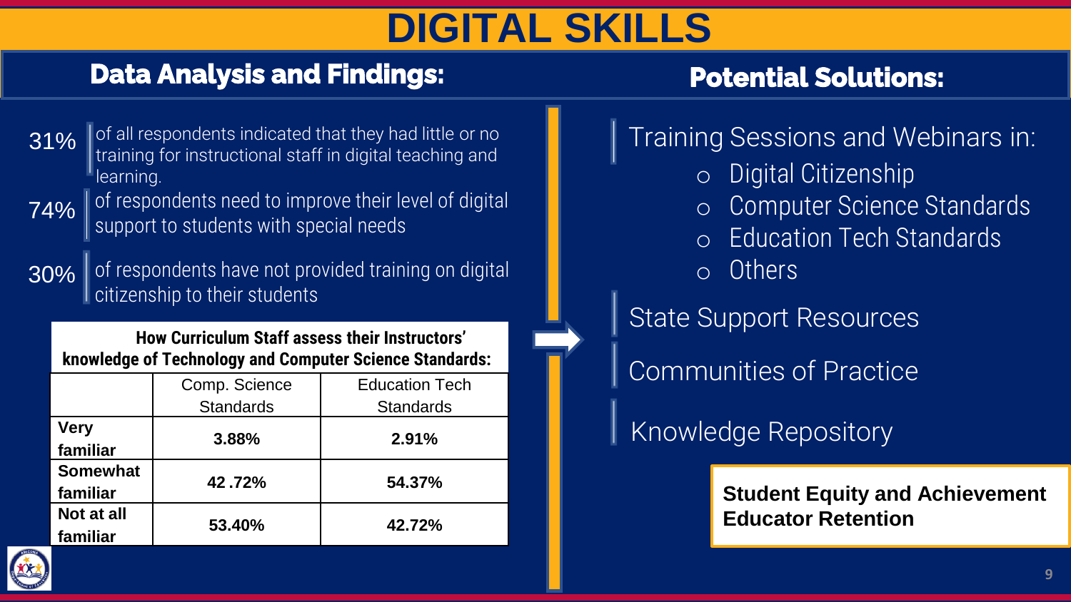# DIGITAL SKILLS

## Data Analysis and Findings:

**31%** of all respondents indicated that they had little or no training for instructional staff in digital teaching and learning.

**74%** of respondents need to improve their level of digital support to students with special needs

**30%** of respondents have not provided training on digital citizenship to their students

**How Curriculum Staff assess their Instructors' knowledge of Technology and Computer Science Standards:**

| | Comp. Science Standards | Education Tech Standards |
|---|---|---|
| **Very familiar** | **3.88%** | **2.91%** |
| **Somewhat familiar** | **42 .72%** | **54.37%** |
| **Not at all familiar** | **53.40%** | **42.72%** |

## Potential Solutions:

- Training Sessions and Webinars in:
  - Digital Citizenship
  - Computer Science Standards
  - Education Tech Standards
  - Others
- State Support Resources
- Communities of Practice
- Knowledge Repository

**Student Equity and Achievement**
**Educator Retention**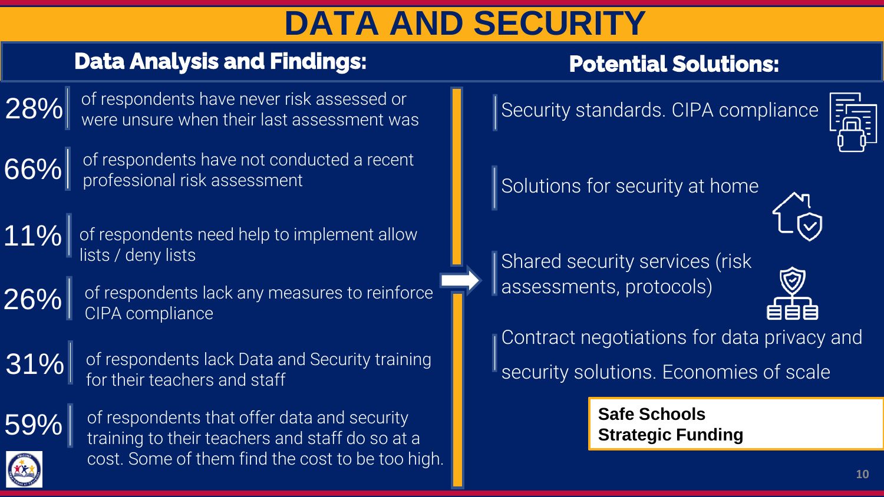# DATA AND SECURITY

## Data Analysis and Findings:

- **28%** of respondents have never risk assessed or were unsure when their last assessment was
- **66%** of respondents have not conducted a recent professional risk assessment
- **11%** of respondents need help to implement allow lists / deny lists
- **26%** of respondents lack any measures to reinforce CIPA compliance
- **31%** of respondents lack Data and Security training for their teachers and staff
- **59%** of respondents that offer data and security training to their teachers and staff do so at a cost. Some of them find the cost to be too high.

## Potential Solutions:

- Security standards. CIPA compliance
- Solutions for security at home
- Shared security services (risk assessments, protocols)
- Contract negotiations for data privacy and security solutions. Economies of scale

**Safe Schools Strategic Funding**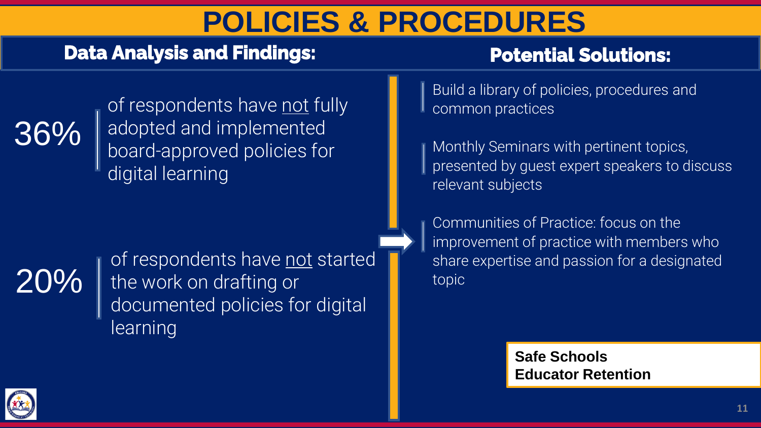# POLICIES & PROCEDURES

## Data Analysis and Findings:

**36%** of respondents have not fully adopted and implemented board-approved policies for digital learning

**20%** of respondents have not started the work on drafting or documented policies for digital learning

## Potential Solutions:

- Build a library of policies, procedures and common practices
- Monthly Seminars with pertinent topics, presented by guest expert speakers to discuss relevant subjects
- Communities of Practice: focus on the improvement of practice with members who share expertise and passion for a designated topic

**Safe Schools**
**Educator Retention**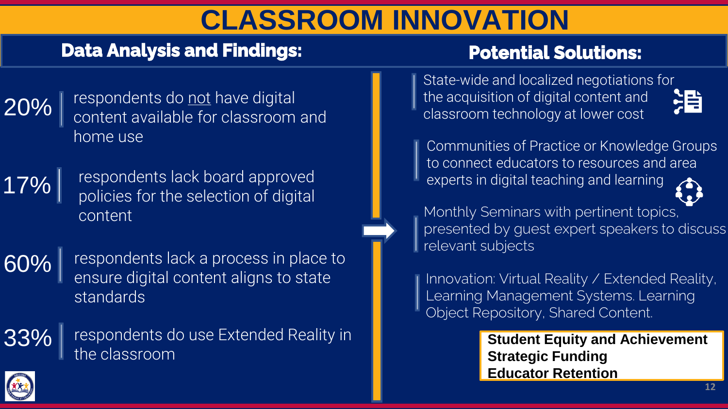# CLASSROOM INNOVATION

## Data Analysis and Findings:

- **20%** respondents do not have digital content available for classroom and home use
- **17%** respondents lack board approved policies for the selection of digital content
- **60%** respondents lack a process in place to ensure digital content aligns to state standards
- **33%** respondents do use Extended Reality in the classroom

## Potential Solutions:

- State-wide and localized negotiations for the acquisition of digital content and classroom technology at lower cost
- Communities of Practice or Knowledge Groups to connect educators to resources and area experts in digital teaching and learning
- Monthly Seminars with pertinent topics, presented by guest expert speakers to discuss relevant subjects
- Innovation: Virtual Reality / Extended Reality, Learning Management Systems. Learning Object Repository, Shared Content.

**Student Equity and Achievement**
**Strategic Funding**
**Educator Retention**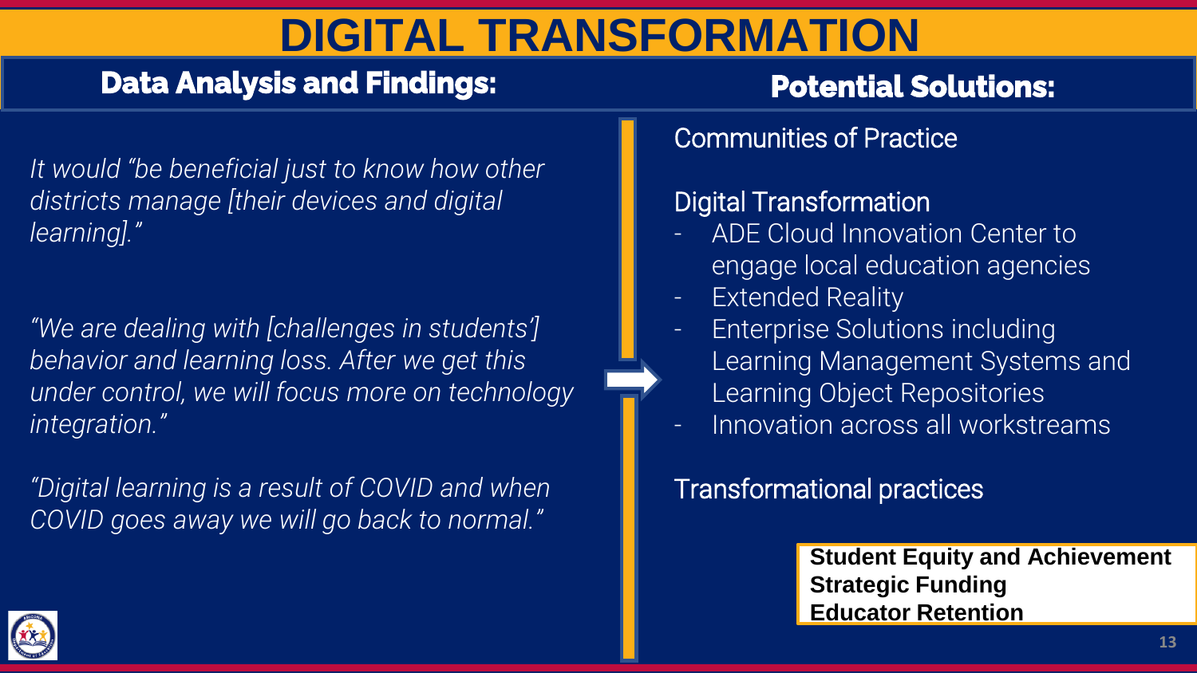# DIGITAL TRANSFORMATION

## Data Analysis and Findings:

*It would "be beneficial just to know how other districts manage [their devices and digital learning]."*

*"We are dealing with [challenges in students'] behavior and learning loss. After we get this under control, we will focus more on technology integration."*

*"Digital learning is a result of COVID and when COVID goes away we will go back to normal."*

## Potential Solutions:

Communities of Practice

Digital Transformation

- ADE Cloud Innovation Center to engage local education agencies
- Extended Reality
- Enterprise Solutions including Learning Management Systems and Learning Object Repositories
- Innovation across all workstreams

Transformational practices

**Student Equity and Achievement**
**Strategic Funding**
**Educator Retention**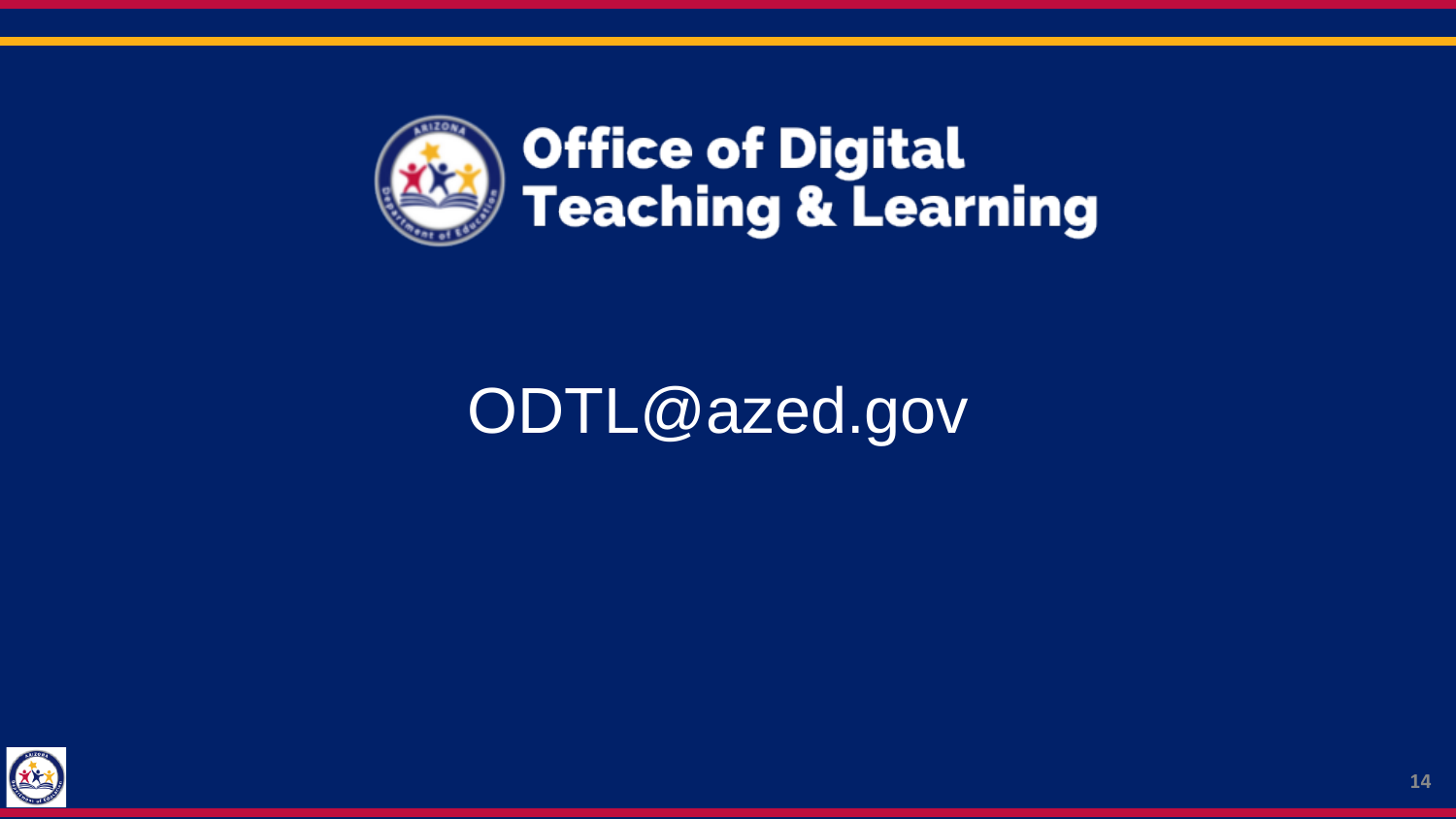# Office of Digital Teaching & Learning

ODTL@azed.gov